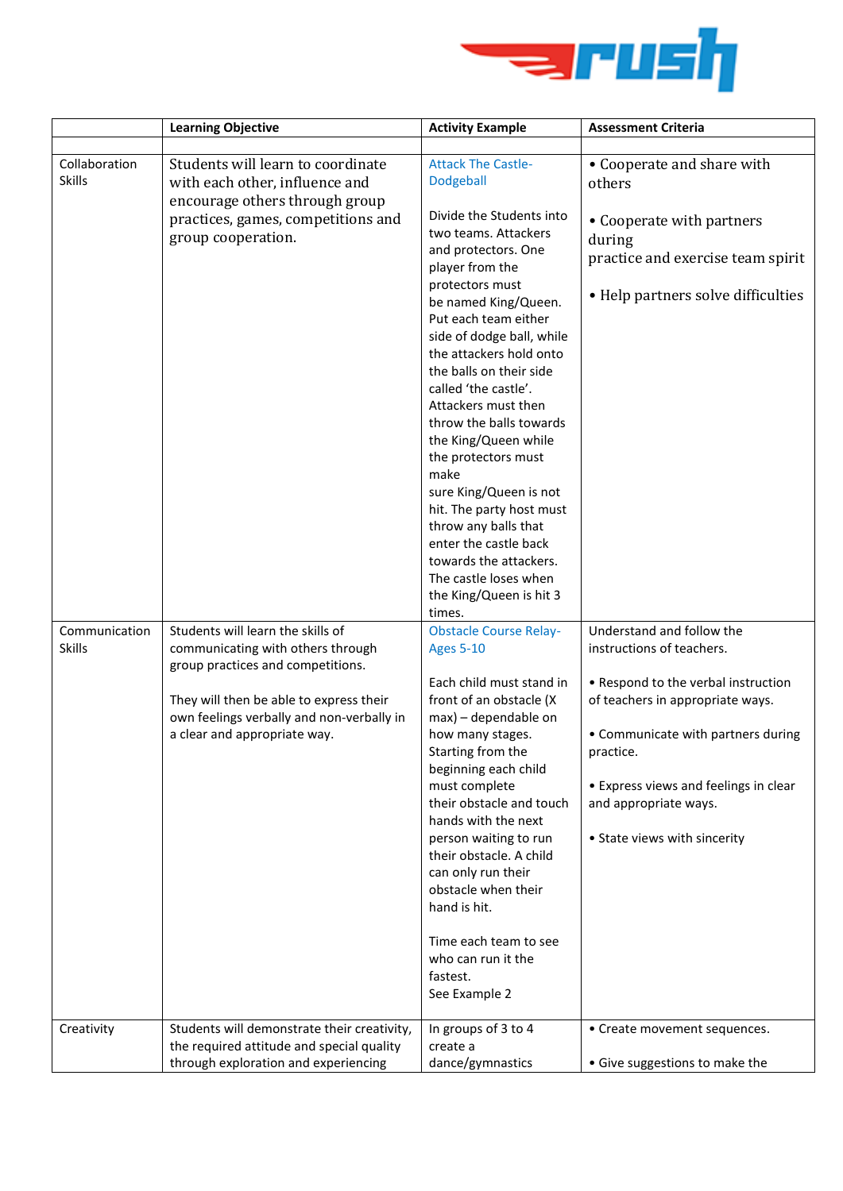| | Learning Objective | Activity Example | Assessment Criteria |
|---|---|---|---|
| | | | |
| Collaboration Skills | Students will learn to coordinate with each other, influence and encourage others through group practices, games, competitions and group cooperation. | Attack The Castle- Dodgeball<br><br>Divide the Students into two teams. Attackers and protectors. One player from the protectors must be named King/Queen. Put each team either side of dodge ball, while the attackers hold onto the balls on their side called 'the castle'. Attackers must then throw the balls towards the King/Queen while the protectors must make sure King/Queen is not hit. The party host must throw any balls that enter the castle back towards the attackers. The castle loses when the King/Queen is hit 3 times. | • Cooperate and share with others<br><br>• Cooperate with partners during practice and exercise team spirit<br><br>• Help partners solve difficulties |
| Communication Skills | Students will learn the skills of communicating with others through group practices and competitions.<br><br>They will then be able to express their own feelings verbally and non-verbally in a clear and appropriate way. | Obstacle Course Relay- Ages 5-10<br><br>Each child must stand in front of an obstacle (X max) – dependable on how many stages. Starting from the beginning each child must complete their obstacle and touch hands with the next person waiting to run their obstacle. A child can only run their obstacle when their hand is hit.<br><br>Time each team to see who can run it the fastest.<br>See Example 2 | Understand and follow the instructions of teachers.<br><br>• Respond to the verbal instruction of teachers in appropriate ways.<br><br>• Communicate with partners during practice.<br><br>• Express views and feelings in clear and appropriate ways.<br><br>• State views with sincerity |
| Creativity | Students will demonstrate their creativity, the required attitude and special quality through exploration and experiencing | In groups of 3 to 4 create a dance/gymnastics | • Create movement sequences.<br><br>• Give suggestions to make the |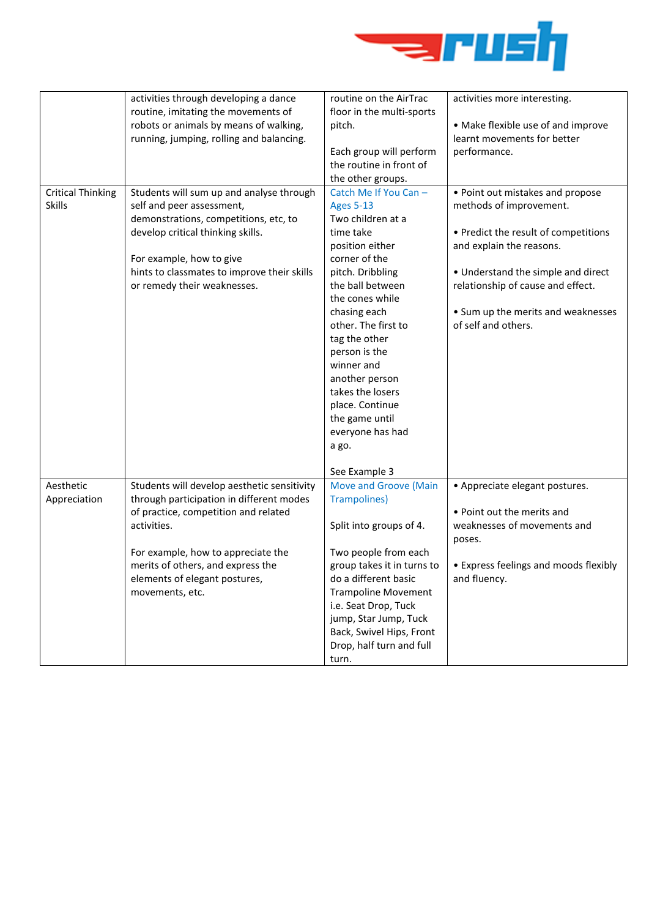| | | | |
|---|---|---|---|
| | activities through developing a dance routine, imitating the movements of robots or animals by means of walking, running, jumping, rolling and balancing. | routine on the AirTrac floor in the multi-sports pitch.<br><br>Each group will perform the routine in front of the other groups. | activities more interesting.<br><br>• Make flexible use of and improve learnt movements for better performance. |
| Critical Thinking Skills | Students will sum up and analyse through self and peer assessment, demonstrations, competitions, etc, to develop critical thinking skills.<br><br>For example, how to give hints to classmates to improve their skills or remedy their weaknesses. | Catch Me If You Can – Ages 5-13<br>Two children at a time take position either corner of the pitch. Dribbling the ball between the cones while chasing each other. The first to tag the other person is the winner and another person takes the losers place. Continue the game until everyone has had a go.<br><br>See Example 3 | • Point out mistakes and propose methods of improvement.<br><br>• Predict the result of competitions and explain the reasons.<br><br>• Understand the simple and direct relationship of cause and effect.<br><br>• Sum up the merits and weaknesses of self and others. |
| Aesthetic Appreciation | Students will develop aesthetic sensitivity through participation in different modes of practice, competition and related activities.<br><br>For example, how to appreciate the merits of others, and express the elements of elegant postures, movements, etc. | Move and Groove (Main Trampolines)<br><br>Split into groups of 4.<br><br>Two people from each group takes it in turns to do a different basic Trampoline Movement i.e. Seat Drop, Tuck jump, Star Jump, Tuck Back, Swivel Hips, Front Drop, half turn and full turn. | • Appreciate elegant postures.<br><br>• Point out the merits and weaknesses of movements and poses.<br><br>• Express feelings and moods flexibly and fluency. |